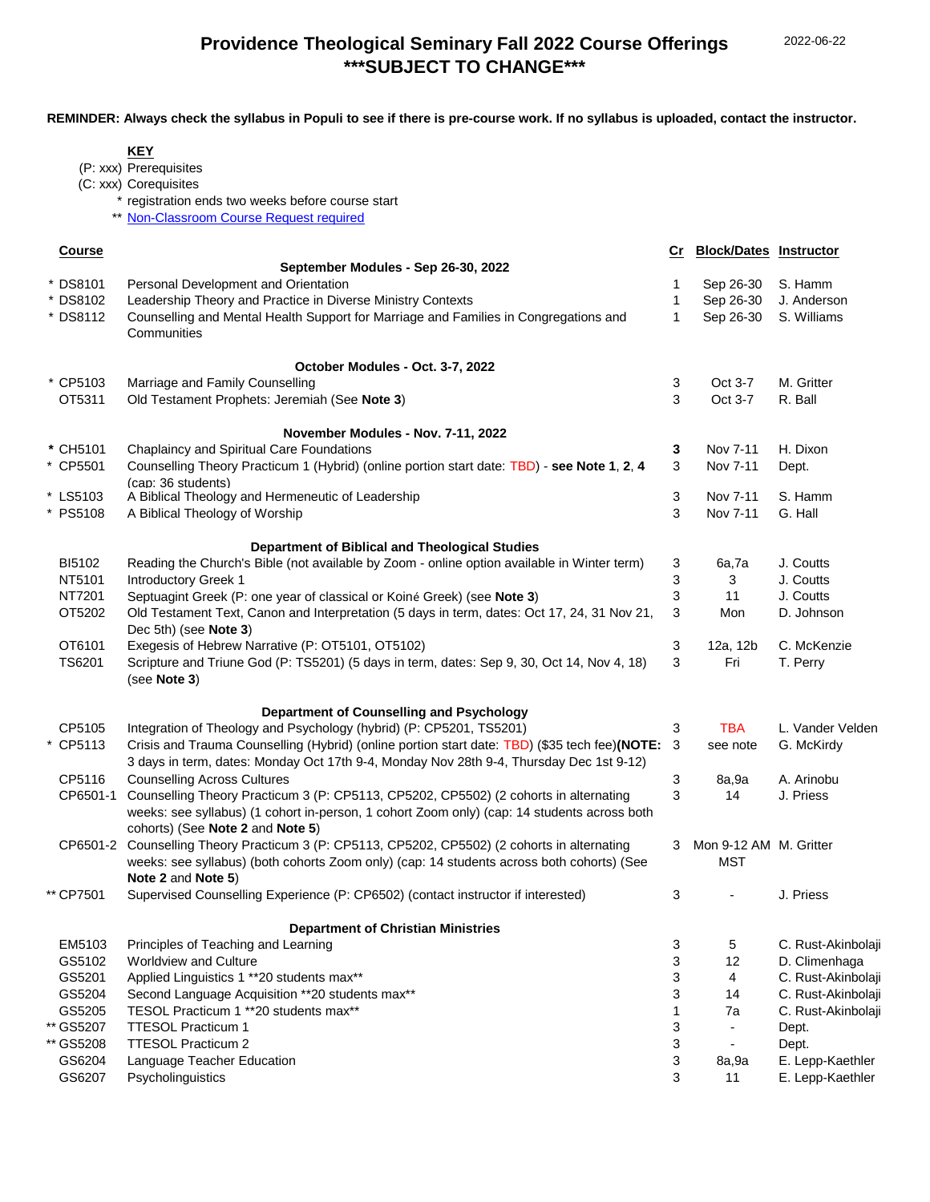# Providence Theological Seminary Fall 2022 Course Offerings
## ***SUBJECT TO CHANGE***

2022-06-22

**REMINDER: Always check the syllabus in Populi to see if there is pre-course work. If no syllabus is uploaded, contact the instructor.**

**KEY**

- (P: xxx) Prerequisites
- (C: xxx) Corequisites
- * registration ends two weeks before course start
- ** Non-Classroom Course Request required

| Course | | Cr | Block/Dates | Instructor |
|---|---|---|---|---|
| | **September Modules - Sep 26-30, 2022** | | | |
| * DS8101 | Personal Development and Orientation | 1 | Sep 26-30 | S. Hamm |
| * DS8102 | Leadership Theory and Practice in Diverse Ministry Contexts | 1 | Sep 26-30 | J. Anderson |
| * DS8112 | Counselling and Mental Health Support for Marriage and Families in Congregations and Communities | 1 | Sep 26-30 | S. Williams |
| | **October Modules - Oct. 3-7, 2022** | | | |
| * CP5103 | Marriage and Family Counselling | 3 | Oct 3-7 | M. Gritter |
| OT5311 | Old Testament Prophets: Jeremiah (See **Note 3**) | 3 | Oct 3-7 | R. Ball |
| | **November Modules - Nov. 7-11, 2022** | | | |
| * CH5101 | Chaplaincy and Spiritual Care Foundations | **3** | Nov 7-11 | H. Dixon |
| * CP5501 | Counselling Theory Practicum 1 (Hybrid) (online portion start date: TBD) - **see Note 1**, **2**, **4** (cap: 36 students) | 3 | Nov 7-11 | Dept. |
| * LS5103 | A Biblical Theology and Hermeneutic of Leadership | 3 | Nov 7-11 | S. Hamm |
| * PS5108 | A Biblical Theology of Worship | 3 | Nov 7-11 | G. Hall |
| | **Department of Biblical and Theological Studies** | | | |
| BI5102 | Reading the Church's Bible (not available by Zoom - online option available in Winter term) | 3 | 6a,7a | J. Coutts |
| NT5101 | Introductory Greek 1 | 3 | 3 | J. Coutts |
| NT7201 | Septuagint Greek (P: one year of classical or Koiné Greek) (see **Note 3**) | 3 | 11 | J. Coutts |
| OT5202 | Old Testament Text, Canon and Interpretation (5 days in term, dates: Oct 17, 24, 31 Nov 21, Dec 5th) (see **Note 3**) | 3 | Mon | D. Johnson |
| OT6101 | Exegesis of Hebrew Narrative (P: OT5101, OT5102) | 3 | 12a, 12b | C. McKenzie |
| TS6201 | Scripture and Triune God (P: TS5201) (5 days in term, dates: Sep 9, 30, Oct 14, Nov 4, 18) (see **Note 3**) | 3 | Fri | T. Perry |
| | **Department of Counselling and Psychology** | | | |
| CP5105 | Integration of Theology and Psychology (hybrid) (P: CP5201, TS5201) | 3 | TBA | L. Vander Velden |
| * CP5113 | Crisis and Trauma Counselling (Hybrid) (online portion start date: TBD) ($35 tech fee)**(NOTE:** 3 days in term, dates: Monday Oct 17th 9-4, Monday Nov 28th 9-4, Thursday Dec 1st 9-12) | 3 | see note | G. McKirdy |
| CP5116 | Counselling Across Cultures | 3 | 8a,9a | A. Arinobu |
| CP6501-1 | Counselling Theory Practicum 3 (P: CP5113, CP5202, CP5502) (2 cohorts in alternating weeks: see syllabus) (1 cohort in-person, 1 cohort Zoom only) (cap: 14 students across both cohorts) (See **Note 2** and **Note 5**) | 3 | 14 | J. Priess |
| CP6501-2 | Counselling Theory Practicum 3 (P: CP5113, CP5202, CP5502) (2 cohorts in alternating weeks: see syllabus) (both cohorts Zoom only) (cap: 14 students across both cohorts) (See **Note 2** and **Note 5**) | 3 | Mon 9-12 AM MST | M. Gritter |
| ** CP7501 | Supervised Counselling Experience (P: CP6502) (contact instructor if interested) | 3 | - | J. Priess |
| | **Department of Christian Ministries** | | | |
| EM5103 | Principles of Teaching and Learning | 3 | 5 | C. Rust-Akinbolaji |
| GS5102 | Worldview and Culture | 3 | 12 | D. Climenhaga |
| GS5201 | Applied Linguistics 1 **20 students max** | 3 | 4 | C. Rust-Akinbolaji |
| GS5204 | Second Language Acquisition **20 students max** | 3 | 14 | C. Rust-Akinbolaji |
| GS5205 | TESOL Practicum 1 **20 students max** | 1 | 7a | C. Rust-Akinbolaji |
| ** GS5207 | TTESOL Practicum 1 | 3 | - | Dept. |
| ** GS5208 | TTESOL Practicum 2 | 3 | - | Dept. |
| GS6204 | Language Teacher Education | 3 | 8a,9a | E. Lepp-Kaethler |
| GS6207 | Psycholinguistics | 3 | 11 | E. Lepp-Kaethler |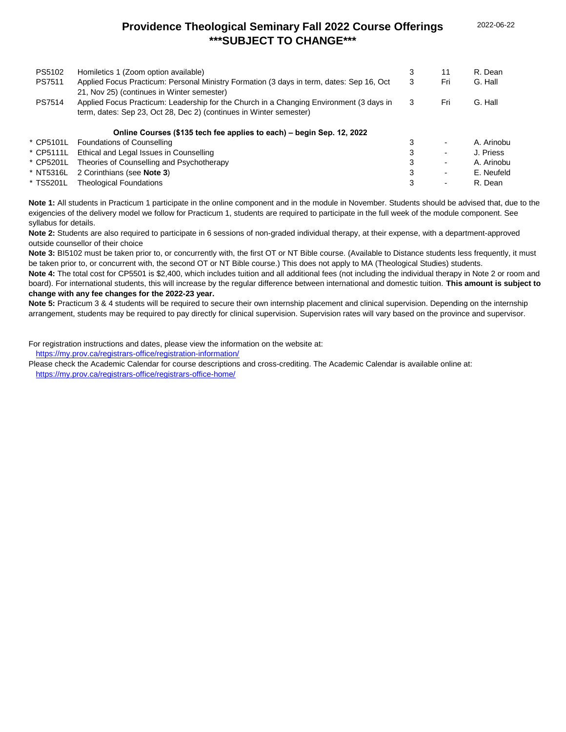# Providence Theological Seminary Fall 2022 Course Offerings
## ***SUBJECT TO CHANGE***

2022-06-22

| | | | | |
|---|---|---|---|---|
| PS5102 | Homiletics 1 (Zoom option available) | 3 | 11 | R. Dean |
| PS7511 | Applied Focus Practicum: Personal Ministry Formation (3 days in term, dates: Sep 16, Oct 21, Nov 25) (continues in Winter semester) | 3 | Fri | G. Hall |
| PS7514 | Applied Focus Practicum: Leadership for the Church in a Changing Environment (3 days in term, dates: Sep 23, Oct 28, Dec 2) (continues in Winter semester) | 3 | Fri | G. Hall |
| | **Online Courses ($135 tech fee applies to each) – begin Sep. 12, 2022** | | | |
| * CP5101L | Foundations of Counselling | 3 | - | A. Arinobu |
| * CP5111L | Ethical and Legal Issues in Counselling | 3 | - | J. Priess |
| * CP5201L | Theories of Counselling and Psychotherapy | 3 | - | A. Arinobu |
| * NT5316L | 2 Corinthians (see **Note 3**) | 3 | - | E. Neufeld |
| * TS5201L | Theological Foundations | 3 | - | R. Dean |

**Note 1:** All students in Practicum 1 participate in the online component and in the module in November. Students should be advised that, due to the exigencies of the delivery model we follow for Practicum 1, students are required to participate in the full week of the module component. See syllabus for details.

**Note 2:** Students are also required to participate in 6 sessions of non-graded individual therapy, at their expense, with a department-approved outside counsellor of their choice

**Note 3:** BI5102 must be taken prior to, or concurrently with, the first OT or NT Bible course. (Available to Distance students less frequently, it must be taken prior to, or concurrent with, the second OT or NT Bible course.) This does not apply to MA (Theological Studies) students.

**Note 4:** The total cost for CP5501 is $2,400, which includes tuition and all additional fees (not including the individual therapy in Note 2 or room and board). For international students, this will increase by the regular difference between international and domestic tuition. **This amount is subject to change with any fee changes for the 2022-23 year.**

**Note 5:** Practicum 3 & 4 students will be required to secure their own internship placement and clinical supervision. Depending on the internship arrangement, students may be required to pay directly for clinical supervision. Supervision rates will vary based on the province and supervisor.

For registration instructions and dates, please view the information on the website at:
https://my.prov.ca/registrars-office/registration-information/

Please check the Academic Calendar for course descriptions and cross-crediting. The Academic Calendar is available online at:
https://my.prov.ca/registrars-office/registrars-office-home/